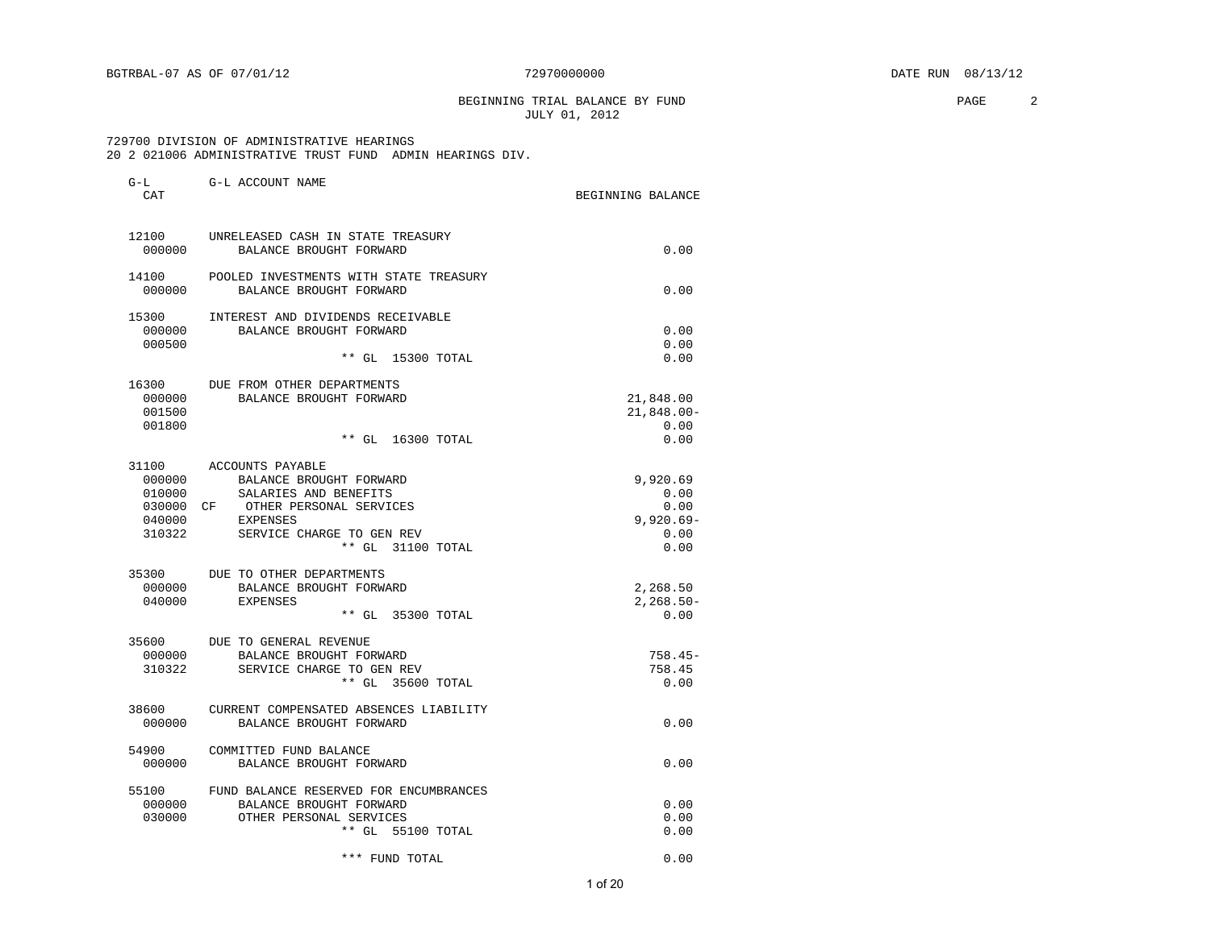BGTRBAL-07 AS OF 07/01/12 &nbsp;&nbsp;&nbsp;&nbsp; 72970000000 &nbsp;&nbsp;&nbsp;&nbsp; DATE RUN 08/13/12

# BEGINNING TRIAL BALANCE BY FUND
## JULY 01, 2012

PAGE 2

729700 DIVISION OF ADMINISTRATIVE HEARINGS
20 2 021006 ADMINISTRATIVE TRUST FUND ADMIN HEARINGS DIV.

| G-L CAT | | G-L ACCOUNT NAME | BEGINNING BALANCE |
|---|---|---|---|
| 12100 | | UNRELEASED CASH IN STATE TREASURY | |
| 000000 | | BALANCE BROUGHT FORWARD | 0.00 |
| 14100 | | POOLED INVESTMENTS WITH STATE TREASURY | |
| 000000 | | BALANCE BROUGHT FORWARD | 0.00 |
| 15300 | | INTEREST AND DIVIDENDS RECEIVABLE | |
| 000000 | | BALANCE BROUGHT FORWARD | 0.00 |
| 000500 | | | 0.00 |
| | | ** GL 15300 TOTAL | 0.00 |
| 16300 | | DUE FROM OTHER DEPARTMENTS | |
| 000000 | | BALANCE BROUGHT FORWARD | 21,848.00 |
| 001500 | | | 21,848.00- |
| 001800 | | | 0.00 |
| | | ** GL 16300 TOTAL | 0.00 |
| 31100 | | ACCOUNTS PAYABLE | |
| 000000 | | BALANCE BROUGHT FORWARD | 9,920.69 |
| 010000 | | SALARIES AND BENEFITS | 0.00 |
| 030000 | CF | OTHER PERSONAL SERVICES | 0.00 |
| 040000 | | EXPENSES | 9,920.69- |
| 310322 | | SERVICE CHARGE TO GEN REV | 0.00 |
| | | ** GL 31100 TOTAL | 0.00 |
| 35300 | | DUE TO OTHER DEPARTMENTS | |
| 000000 | | BALANCE BROUGHT FORWARD | 2,268.50 |
| 040000 | | EXPENSES | 2,268.50- |
| | | ** GL 35300 TOTAL | 0.00 |
| 35600 | | DUE TO GENERAL REVENUE | |
| 000000 | | BALANCE BROUGHT FORWARD | 758.45- |
| 310322 | | SERVICE CHARGE TO GEN REV | 758.45 |
| | | ** GL 35600 TOTAL | 0.00 |
| 38600 | | CURRENT COMPENSATED ABSENCES LIABILITY | |
| 000000 | | BALANCE BROUGHT FORWARD | 0.00 |
| 54900 | | COMMITTED FUND BALANCE | |
| 000000 | | BALANCE BROUGHT FORWARD | 0.00 |
| 55100 | | FUND BALANCE RESERVED FOR ENCUMBRANCES | |
| 000000 | | BALANCE BROUGHT FORWARD | 0.00 |
| 030000 | | OTHER PERSONAL SERVICES | 0.00 |
| | | ** GL 55100 TOTAL | 0.00 |
| | | *** FUND TOTAL | 0.00 |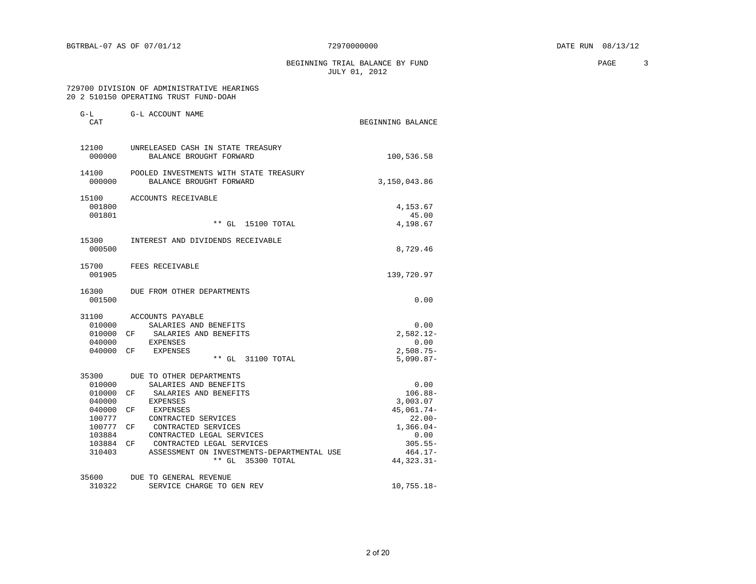BGTRBAL-07 AS OF 07/01/12 72970000000 DATE RUN 08/13/12

BEGINNING TRIAL BALANCE BY FUND
JULY 01, 2012

729700 DIVISION OF ADMINISTRATIVE HEARINGS
20 2 510150 OPERATING TRUST FUND-DOAH

| G-L CAT | | G-L ACCOUNT NAME | BEGINNING BALANCE |
|---|---|---|---|
| 12100 | | UNRELEASED CASH IN STATE TREASURY | |
| 000000 | | BALANCE BROUGHT FORWARD | 100,536.58 |
| 14100 | | POOLED INVESTMENTS WITH STATE TREASURY | |
| 000000 | | BALANCE BROUGHT FORWARD | 3,150,043.86 |
| 15100 | | ACCOUNTS RECEIVABLE | |
| 001800 | | | 4,153.67 |
| 001801 | | | 45.00 |
| | | ** GL 15100 TOTAL | 4,198.67 |
| 15300 | | INTEREST AND DIVIDENDS RECEIVABLE | |
| 000500 | | | 8,729.46 |
| 15700 | | FEES RECEIVABLE | |
| 001905 | | | 139,720.97 |
| 16300 | | DUE FROM OTHER DEPARTMENTS | |
| 001500 | | | 0.00 |
| 31100 | | ACCOUNTS PAYABLE | |
| 010000 | | SALARIES AND BENEFITS | 0.00 |
| 010000 | CF | SALARIES AND BENEFITS | 2,582.12- |
| 040000 | | EXPENSES | 0.00 |
| 040000 | CF | EXPENSES | 2,508.75- |
| | | ** GL 31100 TOTAL | 5,090.87- |
| 35300 | | DUE TO OTHER DEPARTMENTS | |
| 010000 | | SALARIES AND BENEFITS | 0.00 |
| 010000 | CF | SALARIES AND BENEFITS | 106.88- |
| 040000 | | EXPENSES | 3,003.07 |
| 040000 | CF | EXPENSES | 45,061.74- |
| 100777 | | CONTRACTED SERVICES | 22.00- |
| 100777 | CF | CONTRACTED SERVICES | 1,366.04- |
| 103884 | | CONTRACTED LEGAL SERVICES | 0.00 |
| 103884 | CF | CONTRACTED LEGAL SERVICES | 305.55- |
| 310403 | | ASSESSMENT ON INVESTMENTS-DEPARTMENTAL USE | 464.17- |
| | | ** GL 35300 TOTAL | 44,323.31- |
| 35600 | | DUE TO GENERAL REVENUE | |
| 310322 | | SERVICE CHARGE TO GEN REV | 10,755.18- |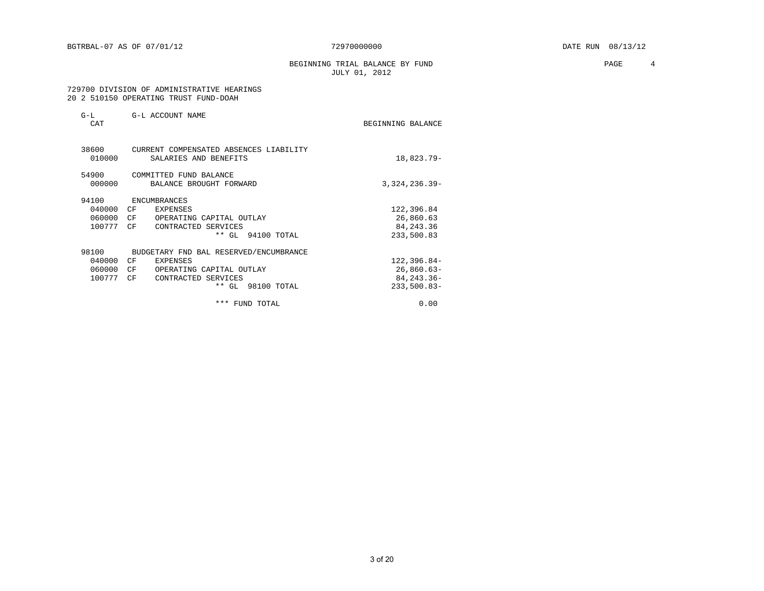BGTRBAL-07 AS OF 07/01/12 72970000000 DATE RUN 08/13/12

BEGINNING TRIAL BALANCE BY FUND
JULY 01, 2012

729700 DIVISION OF ADMINISTRATIVE HEARINGS
20 2 510150 OPERATING TRUST FUND-DOAH

| G-L CAT | | G-L ACCOUNT NAME | BEGINNING BALANCE |
|---|---|---|---|
| 38600 | | CURRENT COMPENSATED ABSENCES LIABILITY | |
| 010000 | | SALARIES AND BENEFITS | 18,823.79- |
| 54900 | | COMMITTED FUND BALANCE | |
| 000000 | | BALANCE BROUGHT FORWARD | 3,324,236.39- |
| 94100 | | ENCUMBRANCES | |
| 040000 | CF | EXPENSES | 122,396.84 |
| 060000 | CF | OPERATING CAPITAL OUTLAY | 26,860.63 |
| 100777 | CF | CONTRACTED SERVICES | 84,243.36 |
| | | ** GL 94100 TOTAL | 233,500.83 |
| 98100 | | BUDGETARY FND BAL RESERVED/ENCUMBRANCE | |
| 040000 | CF | EXPENSES | 122,396.84- |
| 060000 | CF | OPERATING CAPITAL OUTLAY | 26,860.63- |
| 100777 | CF | CONTRACTED SERVICES | 84,243.36- |
| | | ** GL 98100 TOTAL | 233,500.83- |
| | | *** FUND TOTAL | 0.00 |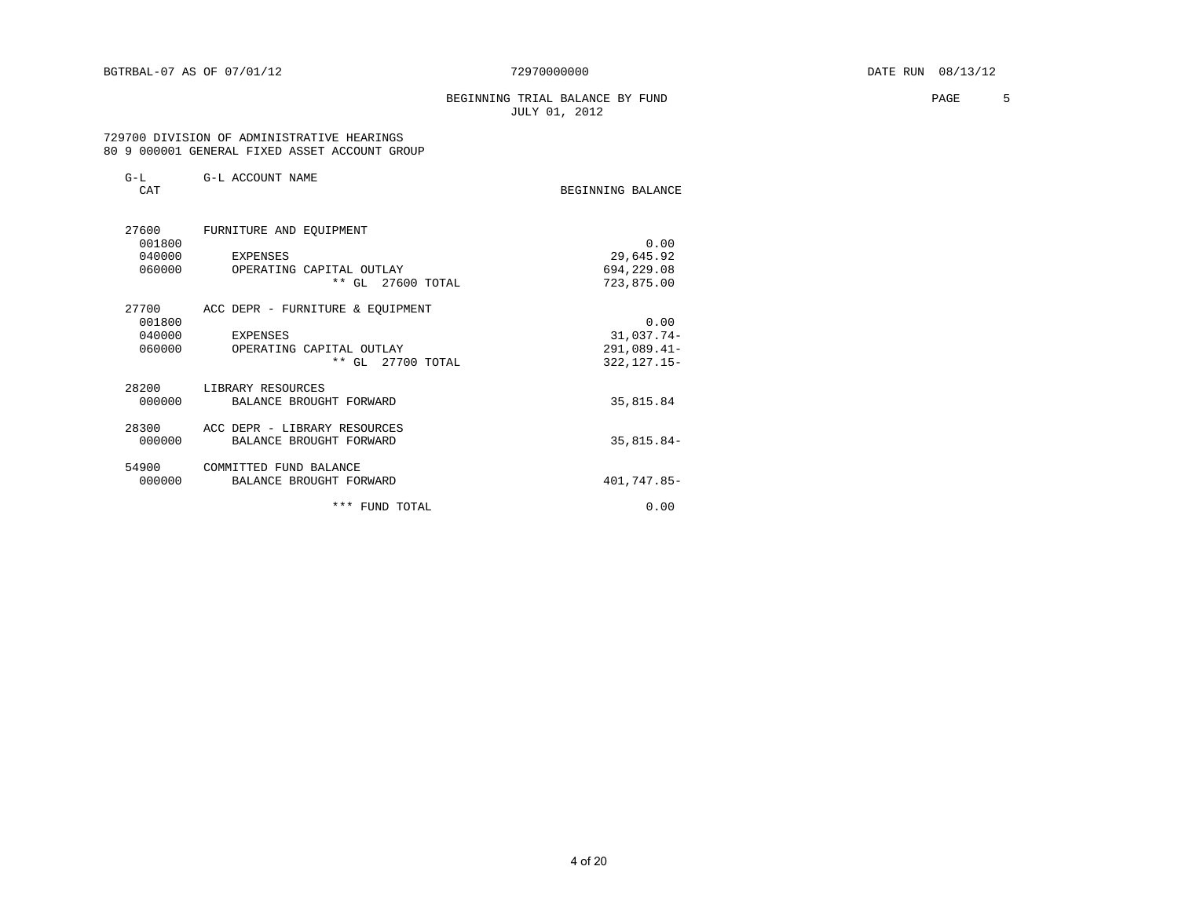BGTRBAL-07 AS OF 07/01/12 72970000000 DATE RUN 08/13/12

BEGINNING TRIAL BALANCE BY FUND
JULY 01, 2012

729700 DIVISION OF ADMINISTRATIVE HEARINGS
80 9 000001 GENERAL FIXED ASSET ACCOUNT GROUP

| G-L CAT | G-L ACCOUNT NAME | BEGINNING BALANCE |
|---|---|---|
| 27600 | FURNITURE AND EQUIPMENT | |
| 001800 | | 0.00 |
| 040000 | EXPENSES | 29,645.92 |
| 060000 | OPERATING CAPITAL OUTLAY | 694,229.08 |
| | ** GL 27600 TOTAL | 723,875.00 |
| 27700 | ACC DEPR - FURNITURE & EQUIPMENT | |
| 001800 | | 0.00 |
| 040000 | EXPENSES | 31,037.74- |
| 060000 | OPERATING CAPITAL OUTLAY | 291,089.41- |
| | ** GL 27700 TOTAL | 322,127.15- |
| 28200 | LIBRARY RESOURCES | |
| 000000 | BALANCE BROUGHT FORWARD | 35,815.84 |
| 28300 | ACC DEPR - LIBRARY RESOURCES | |
| 000000 | BALANCE BROUGHT FORWARD | 35,815.84- |
| 54900 | COMMITTED FUND BALANCE | |
| 000000 | BALANCE BROUGHT FORWARD | 401,747.85- |
| | *** FUND TOTAL | 0.00 |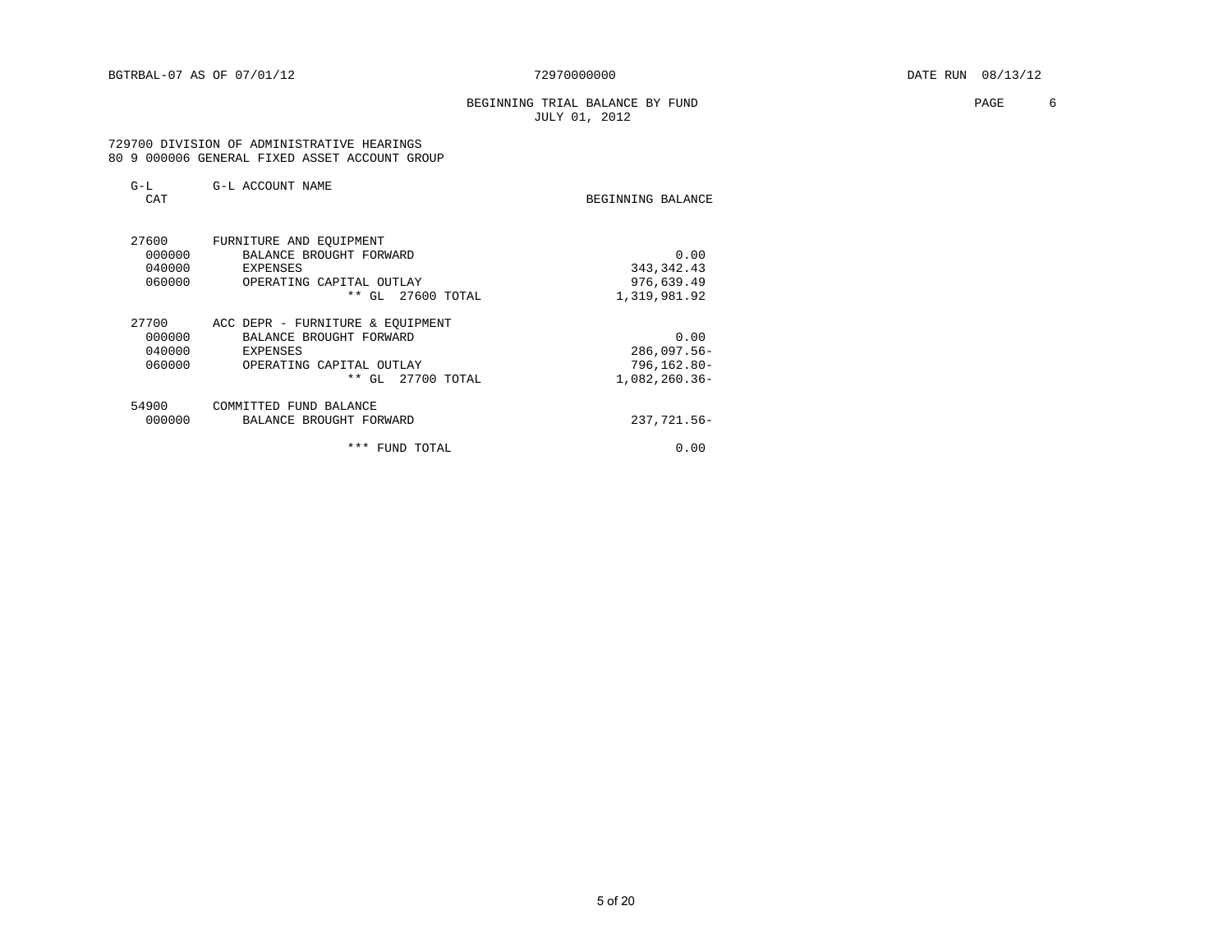BGTRBAL-07 AS OF 07/01/12 72970000000 DATE RUN 08/13/12

BEGINNING TRIAL BALANCE BY FUND
JULY 01, 2012

PAGE 6

729700 DIVISION OF ADMINISTRATIVE HEARINGS
80 9 000006 GENERAL FIXED ASSET ACCOUNT GROUP

| G-L CAT | G-L ACCOUNT NAME | BEGINNING BALANCE |
|---|---|---|
| 27600 | FURNITURE AND EQUIPMENT | |
| 000000 | BALANCE BROUGHT FORWARD | 0.00 |
| 040000 | EXPENSES | 343,342.43 |
| 060000 | OPERATING CAPITAL OUTLAY | 976,639.49 |
| | ** GL 27600 TOTAL | 1,319,981.92 |
| 27700 | ACC DEPR - FURNITURE & EQUIPMENT | |
| 000000 | BALANCE BROUGHT FORWARD | 0.00 |
| 040000 | EXPENSES | 286,097.56- |
| 060000 | OPERATING CAPITAL OUTLAY | 796,162.80- |
| | ** GL 27700 TOTAL | 1,082,260.36- |
| 54900 | COMMITTED FUND BALANCE | |
| 000000 | BALANCE BROUGHT FORWARD | 237,721.56- |
| | *** FUND TOTAL | 0.00 |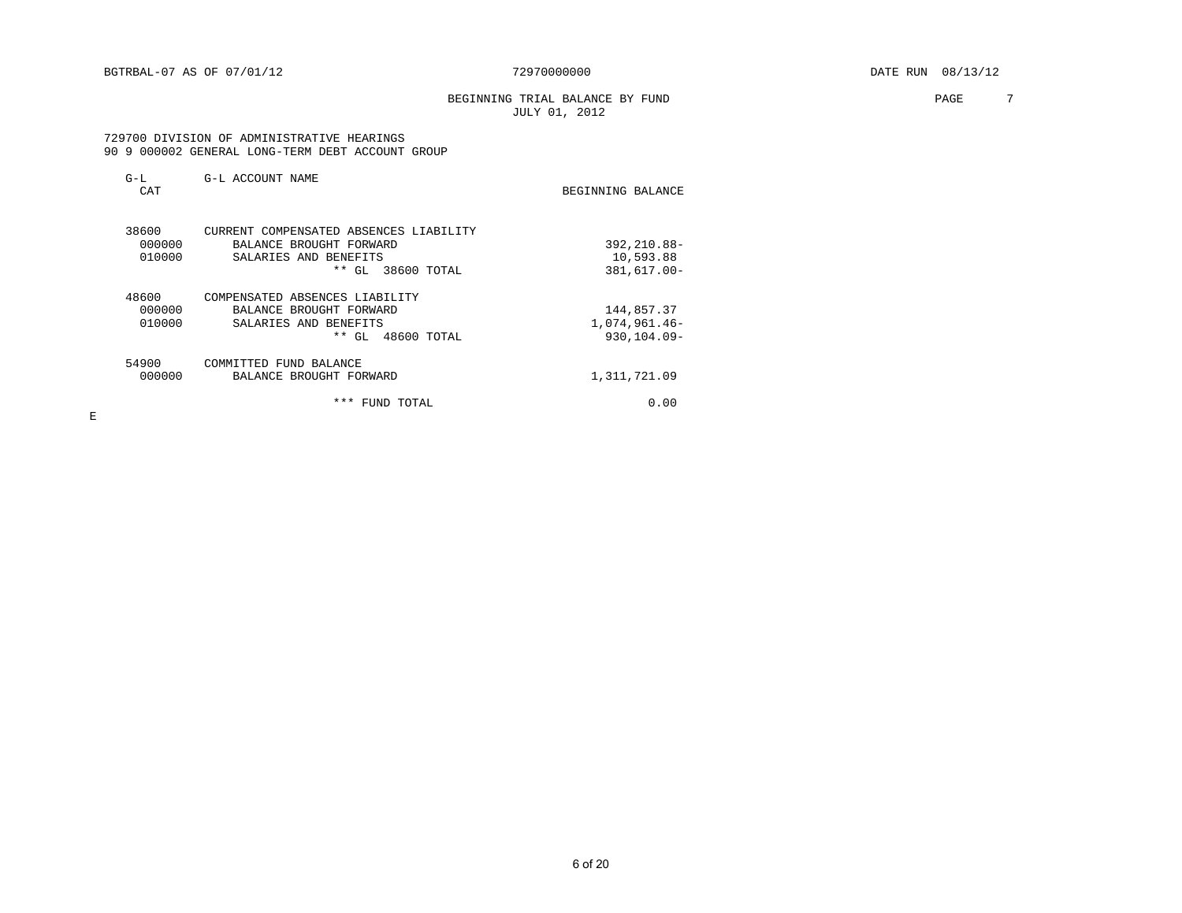BGTRBAL-07 AS OF 07/01/12 72970000000 DATE RUN 08/13/12

BEGINNING TRIAL BALANCE BY FUND
JULY 01, 2012

729700 DIVISION OF ADMINISTRATIVE HEARINGS
90 9 000002 GENERAL LONG-TERM DEBT ACCOUNT GROUP

| G-L CAT | G-L ACCOUNT NAME | BEGINNING BALANCE |
|---|---|---|
| 38600 | CURRENT COMPENSATED ABSENCES LIABILITY | |
| 000000 | BALANCE BROUGHT FORWARD | 392,210.88- |
| 010000 | SALARIES AND BENEFITS | 10,593.88 |
| | ** GL 38600 TOTAL | 381,617.00- |
| 48600 | COMPENSATED ABSENCES LIABILITY | |
| 000000 | BALANCE BROUGHT FORWARD | 144,857.37 |
| 010000 | SALARIES AND BENEFITS | 1,074,961.46- |
| | ** GL 48600 TOTAL | 930,104.09- |
| 54900 | COMMITTED FUND BALANCE | |
| 000000 | BALANCE BROUGHT FORWARD | 1,311,721.09 |
| | *** FUND TOTAL | 0.00 |

E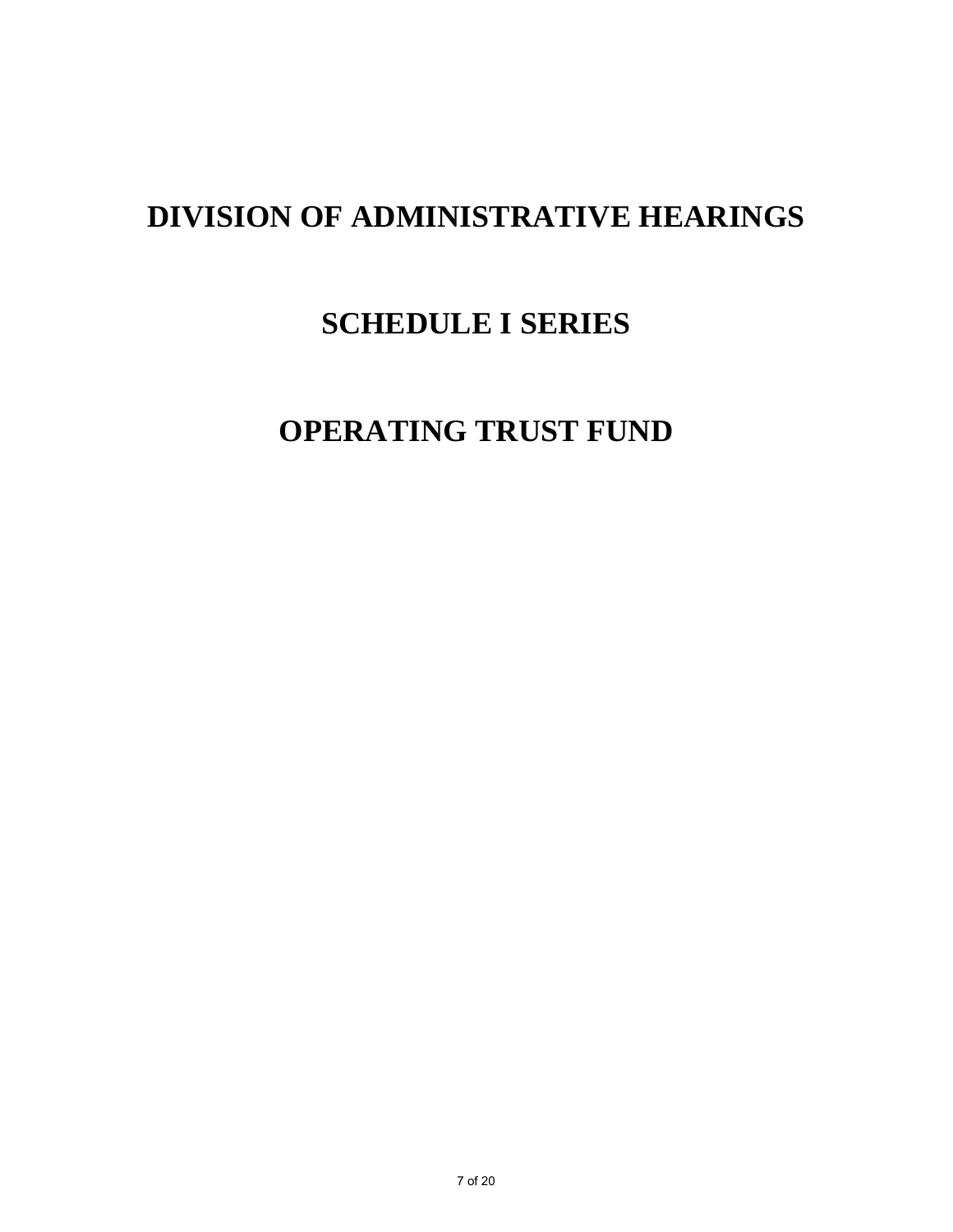# DIVISION OF ADMINISTRATIVE HEARINGS

# SCHEDULE I SERIES

# OPERATING TRUST FUND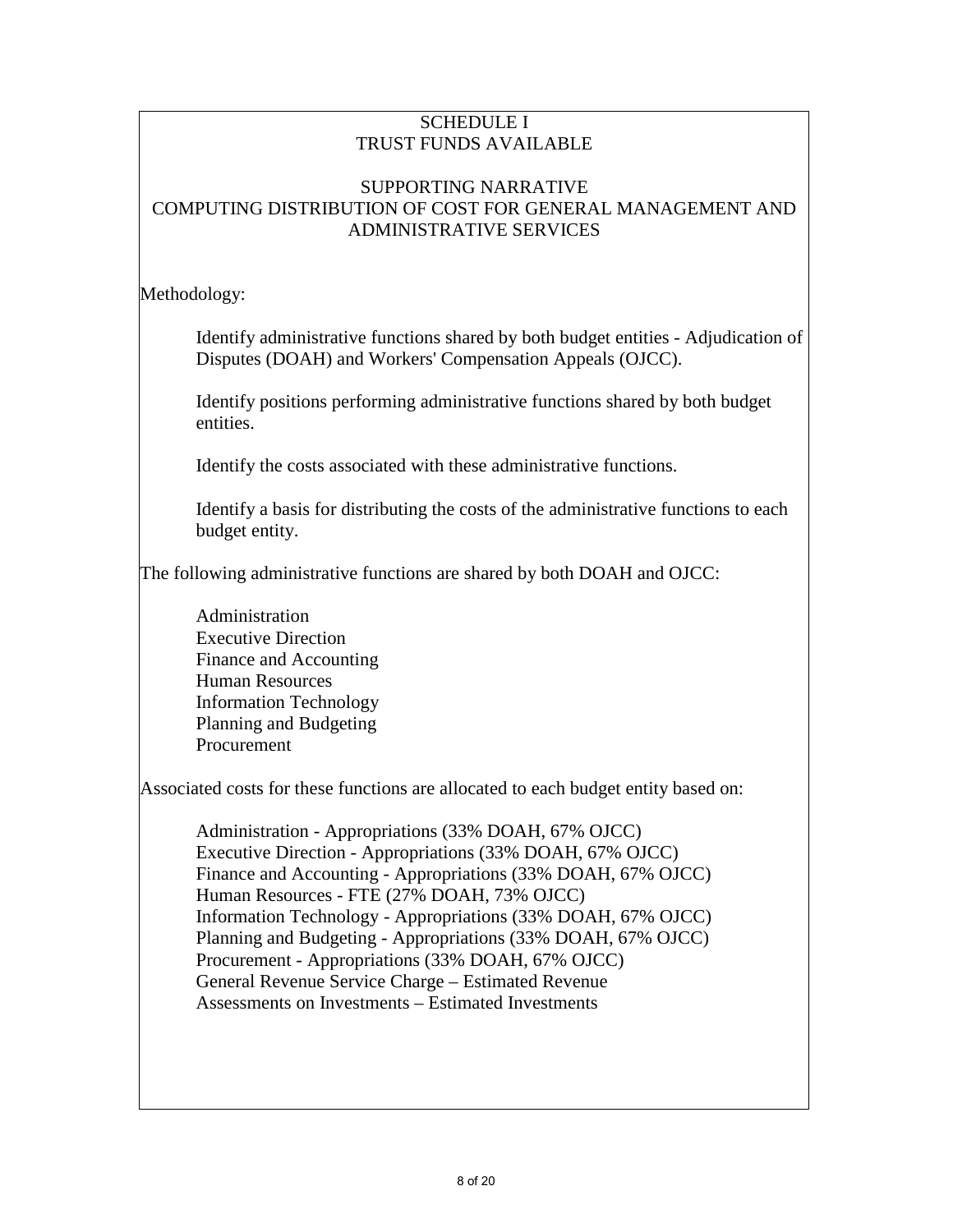# SCHEDULE I
# TRUST FUNDS AVAILABLE

## SUPPORTING NARRATIVE
## COMPUTING DISTRIBUTION OF COST FOR GENERAL MANAGEMENT AND ADMINISTRATIVE SERVICES

Methodology:

Identify administrative functions shared by both budget entities - Adjudication of Disputes (DOAH) and Workers' Compensation Appeals (OJCC).

Identify positions performing administrative functions shared by both budget entities.

Identify the costs associated with these administrative functions.

Identify a basis for distributing the costs of the administrative functions to each budget entity.

The following administrative functions are shared by both DOAH and OJCC:

- Administration
- Executive Direction
- Finance and Accounting
- Human Resources
- Information Technology
- Planning and Budgeting
- Procurement

Associated costs for these functions are allocated to each budget entity based on:

- Administration - Appropriations (33% DOAH, 67% OJCC)
- Executive Direction - Appropriations (33% DOAH, 67% OJCC)
- Finance and Accounting - Appropriations (33% DOAH, 67% OJCC)
- Human Resources - FTE (27% DOAH, 73% OJCC)
- Information Technology - Appropriations (33% DOAH, 67% OJCC)
- Planning and Budgeting - Appropriations (33% DOAH, 67% OJCC)
- Procurement - Appropriations (33% DOAH, 67% OJCC)
- General Revenue Service Charge – Estimated Revenue
- Assessments on Investments – Estimated Investments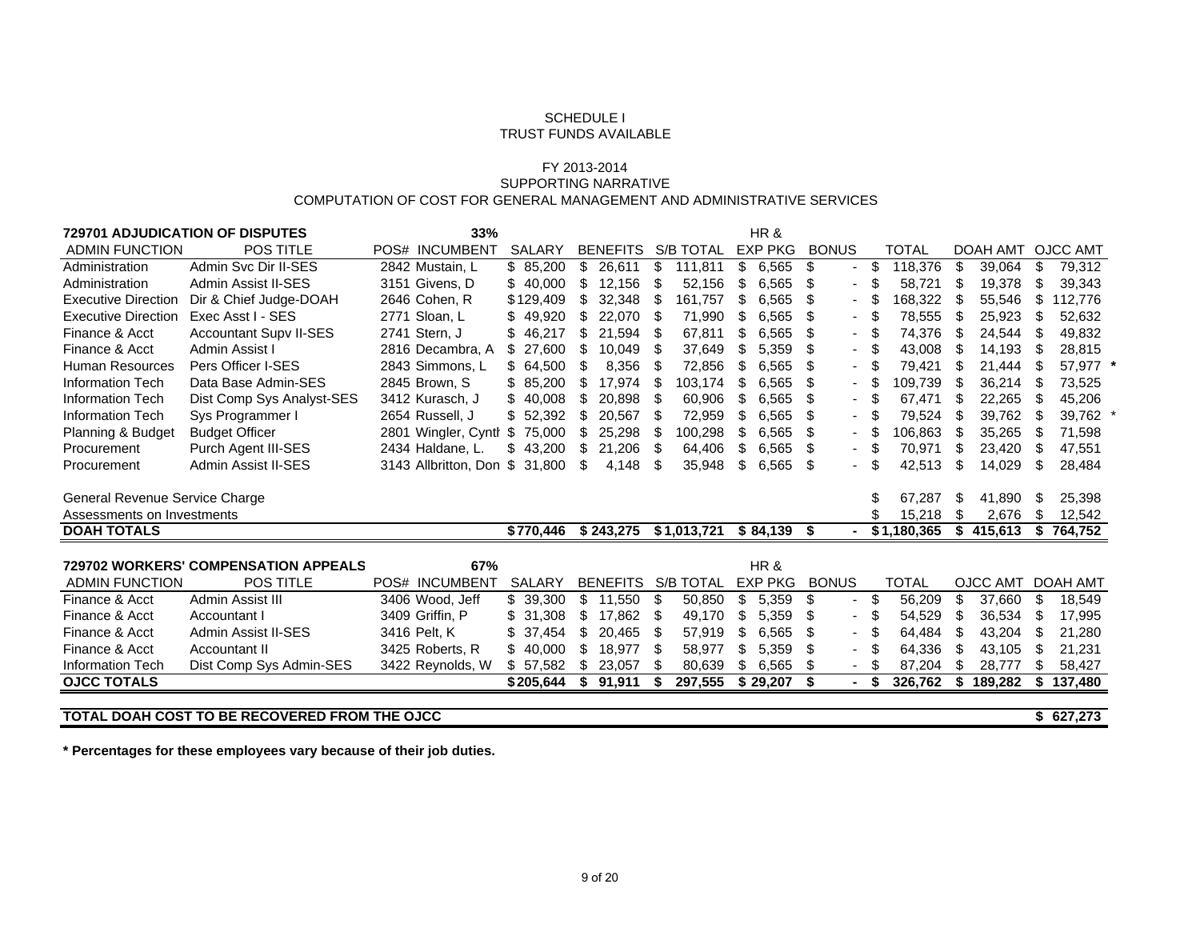SCHEDULE I
TRUST FUNDS AVAILABLE

FY 2013-2014
SUPPORTING NARRATIVE
COMPUTATION OF COST FOR GENERAL MANAGEMENT AND ADMINISTRATIVE SERVICES

| **729701 ADJUDICATION OF DISPUTES** | | **33%** | | | | | HR & | | | | | |
|---|---|---|---|---|---|---|---|---|---|---|---|---|
| ADMIN FUNCTION | POS TITLE | POS# | INCUMBENT | SALARY | BENEFITS | S/B TOTAL | EXP PKG | BONUS | TOTAL | DOAH AMT | OJCC AMT | |
| Administration | Admin Svc Dir II-SES | 2842 | Mustain, L | $ 85,200 | $ 26,611 | $ 111,811 | $ 6,565 | $ - | $ 118,376 | $ 39,064 | $ 79,312 | |
| Administration | Admin Assist II-SES | 3151 | Givens, D | $ 40,000 | $ 12,156 | $ 52,156 | $ 6,565 | $ - | $ 58,721 | $ 19,378 | $ 39,343 | |
| Executive Direction | Dir & Chief Judge-DOAH | 2646 | Cohen, R | $129,409 | $ 32,348 | $ 161,757 | $ 6,565 | $ - | $ 168,322 | $ 55,546 | $ 112,776 | |
| Executive Direction | Exec Asst I - SES | 2771 | Sloan, L | $ 49,920 | $ 22,070 | $ 71,990 | $ 6,565 | $ - | $ 78,555 | $ 25,923 | $ 52,632 | |
| Finance & Acct | Accountant Supv II-SES | 2741 | Stern, J | $ 46,217 | $ 21,594 | $ 67,811 | $ 6,565 | $ - | $ 74,376 | $ 24,544 | $ 49,832 | |
| Finance & Acct | Admin Assist I | 2816 | Decambra, A | $ 27,600 | $ 10,049 | $ 37,649 | $ 5,359 | $ - | $ 43,008 | $ 14,193 | $ 28,815 | |
| Human Resources | Pers Officer I-SES | 2843 | Simmons, L | $ 64,500 | $ 8,356 | $ 72,856 | $ 6,565 | $ - | $ 79,421 | $ 21,444 | $ 57,977 | * |
| Information Tech | Data Base Admin-SES | 2845 | Brown, S | $ 85,200 | $ 17,974 | $ 103,174 | $ 6,565 | $ - | $ 109,739 | $ 36,214 | $ 73,525 | |
| Information Tech | Dist Comp Sys Analyst-SES | 3412 | Kurasch, J | $ 40,008 | $ 20,898 | $ 60,906 | $ 6,565 | $ - | $ 67,471 | $ 22,265 | $ 45,206 | |
| Information Tech | Sys Programmer I | 2654 | Russell, J | $ 52,392 | $ 20,567 | $ 72,959 | $ 6,565 | $ - | $ 79,524 | $ 39,762 | $ 39,762 | * |
| Planning & Budget | Budget Officer | 2801 | Wingler, Cynth | $ 75,000 | $ 25,298 | $ 100,298 | $ 6,565 | $ - | $ 106,863 | $ 35,265 | $ 71,598 | |
| Procurement | Purch Agent III-SES | 2434 | Haldane, L. | $ 43,200 | $ 21,206 | $ 64,406 | $ 6,565 | $ - | $ 70,971 | $ 23,420 | $ 47,551 | |
| Procurement | Admin Assist II-SES | 3143 | Allbritton, Don | $ 31,800 | $ 4,148 | $ 35,948 | $ 6,565 | $ - | $ 42,513 | $ 14,029 | $ 28,484 | |
| General Revenue Service Charge | | | | | | | | | $ 67,287 | $ 41,890 | $ 25,398 | |
| Assessments on Investments | | | | | | | | | $ 15,218 | $ 2,676 | $ 12,542 | |
| **DOAH TOTALS** | | | | **$770,446** | **$ 243,275** | **$1,013,721** | **$ 84,139** | **$ -** | **$1,180,365** | **$ 415,613** | **$ 764,752** | |

| **729702 WORKERS' COMPENSATION APPEALS** | | **67%** | | | | | HR & | | | | |
|---|---|---|---|---|---|---|---|---|---|---|---|
| ADMIN FUNCTION | POS TITLE | POS# | INCUMBENT | SALARY | BENEFITS | S/B TOTAL | EXP PKG | BONUS | TOTAL | OJCC AMT | DOAH AMT |
| Finance & Acct | Admin Assist III | 3406 | Wood, Jeff | $ 39,300 | $ 11,550 | $ 50,850 | $ 5,359 | $ - | $ 56,209 | $ 37,660 | $ 18,549 |
| Finance & Acct | Accountant I | 3409 | Griffin, P | $ 31,308 | $ 17,862 | $ 49,170 | $ 5,359 | $ - | $ 54,529 | $ 36,534 | $ 17,995 |
| Finance & Acct | Admin Assist II-SES | 3416 | Pelt, K | $ 37,454 | $ 20,465 | $ 57,919 | $ 6,565 | $ - | $ 64,484 | $ 43,204 | $ 21,280 |
| Finance & Acct | Accountant II | 3425 | Roberts, R | $ 40,000 | $ 18,977 | $ 58,977 | $ 5,359 | $ - | $ 64,336 | $ 43,105 | $ 21,231 |
| Information Tech | Dist Comp Sys Admin-SES | 3422 | Reynolds, W | $ 57,582 | $ 23,057 | $ 80,639 | $ 6,565 | $ - | $ 87,204 | $ 28,777 | $ 58,427 |
| **OJCC TOTALS** | | | | **$205,644** | **$ 91,911** | **$ 297,555** | **$ 29,207** | **$ -** | **$ 326,762** | **$ 189,282** | **$ 137,480** |

**TOTAL DOAH COST TO BE RECOVERED FROM THE OJCC** **$ 627,273**

**\* Percentages for these employees vary because of their job duties.**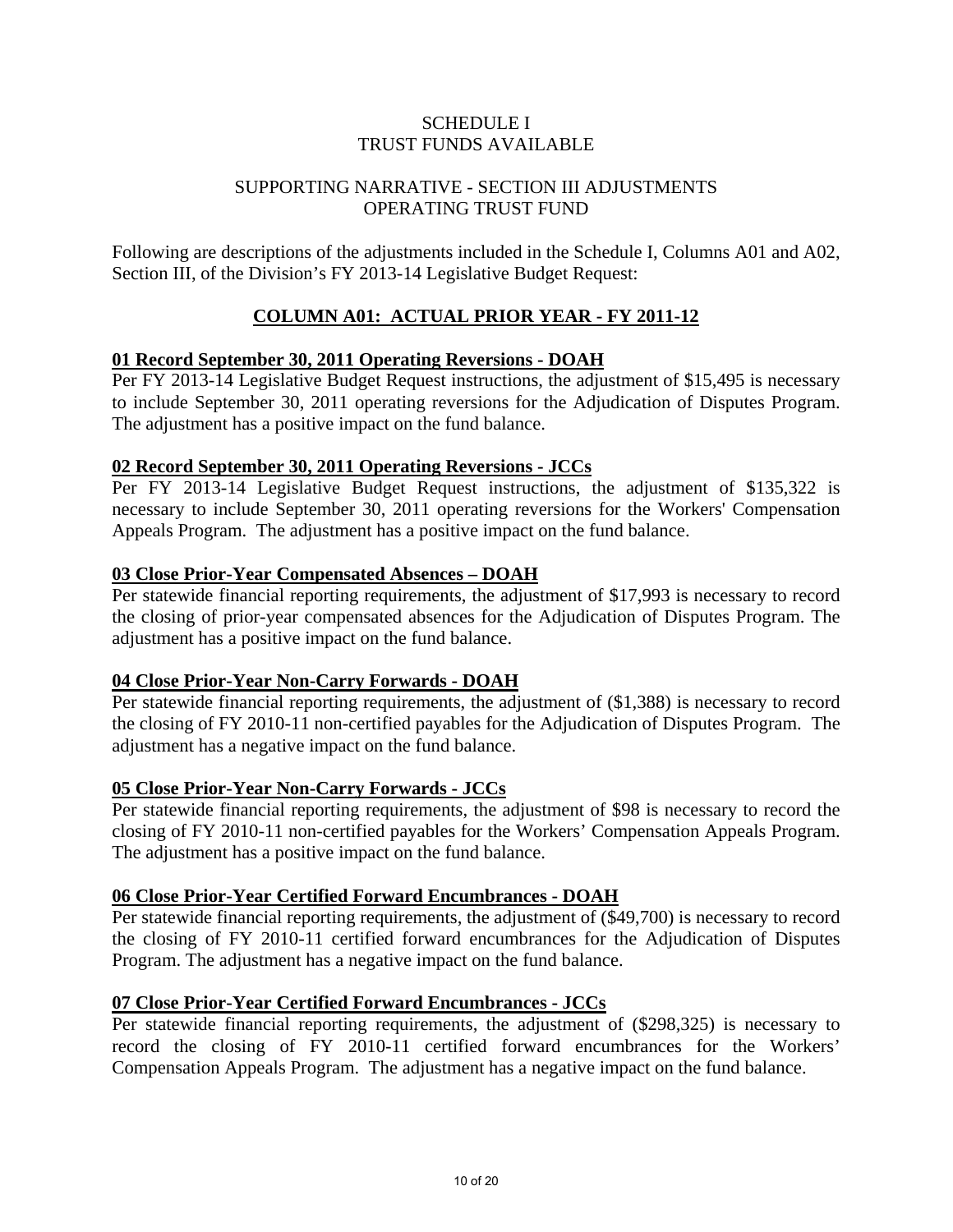# SCHEDULE I
# TRUST FUNDS AVAILABLE

## SUPPORTING NARRATIVE - SECTION III ADJUSTMENTS
## OPERATING TRUST FUND

Following are descriptions of the adjustments included in the Schedule I, Columns A01 and A02, Section III, of the Division's FY 2013-14 Legislative Budget Request:

### COLUMN A01: ACTUAL PRIOR YEAR - FY 2011-12

**01 Record September 30, 2011 Operating Reversions - DOAH**

Per FY 2013-14 Legislative Budget Request instructions, the adjustment of $15,495 is necessary to include September 30, 2011 operating reversions for the Adjudication of Disputes Program. The adjustment has a positive impact on the fund balance.

**02 Record September 30, 2011 Operating Reversions - JCCs**

Per FY 2013-14 Legislative Budget Request instructions, the adjustment of $135,322 is necessary to include September 30, 2011 operating reversions for the Workers' Compensation Appeals Program. The adjustment has a positive impact on the fund balance.

**03 Close Prior-Year Compensated Absences – DOAH**

Per statewide financial reporting requirements, the adjustment of $17,993 is necessary to record the closing of prior-year compensated absences for the Adjudication of Disputes Program. The adjustment has a positive impact on the fund balance.

**04 Close Prior-Year Non-Carry Forwards - DOAH**

Per statewide financial reporting requirements, the adjustment of ($1,388) is necessary to record the closing of FY 2010-11 non-certified payables for the Adjudication of Disputes Program. The adjustment has a negative impact on the fund balance.

**05 Close Prior-Year Non-Carry Forwards - JCCs**

Per statewide financial reporting requirements, the adjustment of $98 is necessary to record the closing of FY 2010-11 non-certified payables for the Workers' Compensation Appeals Program. The adjustment has a positive impact on the fund balance.

**06 Close Prior-Year Certified Forward Encumbrances - DOAH**

Per statewide financial reporting requirements, the adjustment of ($49,700) is necessary to record the closing of FY 2010-11 certified forward encumbrances for the Adjudication of Disputes Program. The adjustment has a negative impact on the fund balance.

**07 Close Prior-Year Certified Forward Encumbrances - JCCs**

Per statewide financial reporting requirements, the adjustment of ($298,325) is necessary to record the closing of FY 2010-11 certified forward encumbrances for the Workers' Compensation Appeals Program. The adjustment has a negative impact on the fund balance.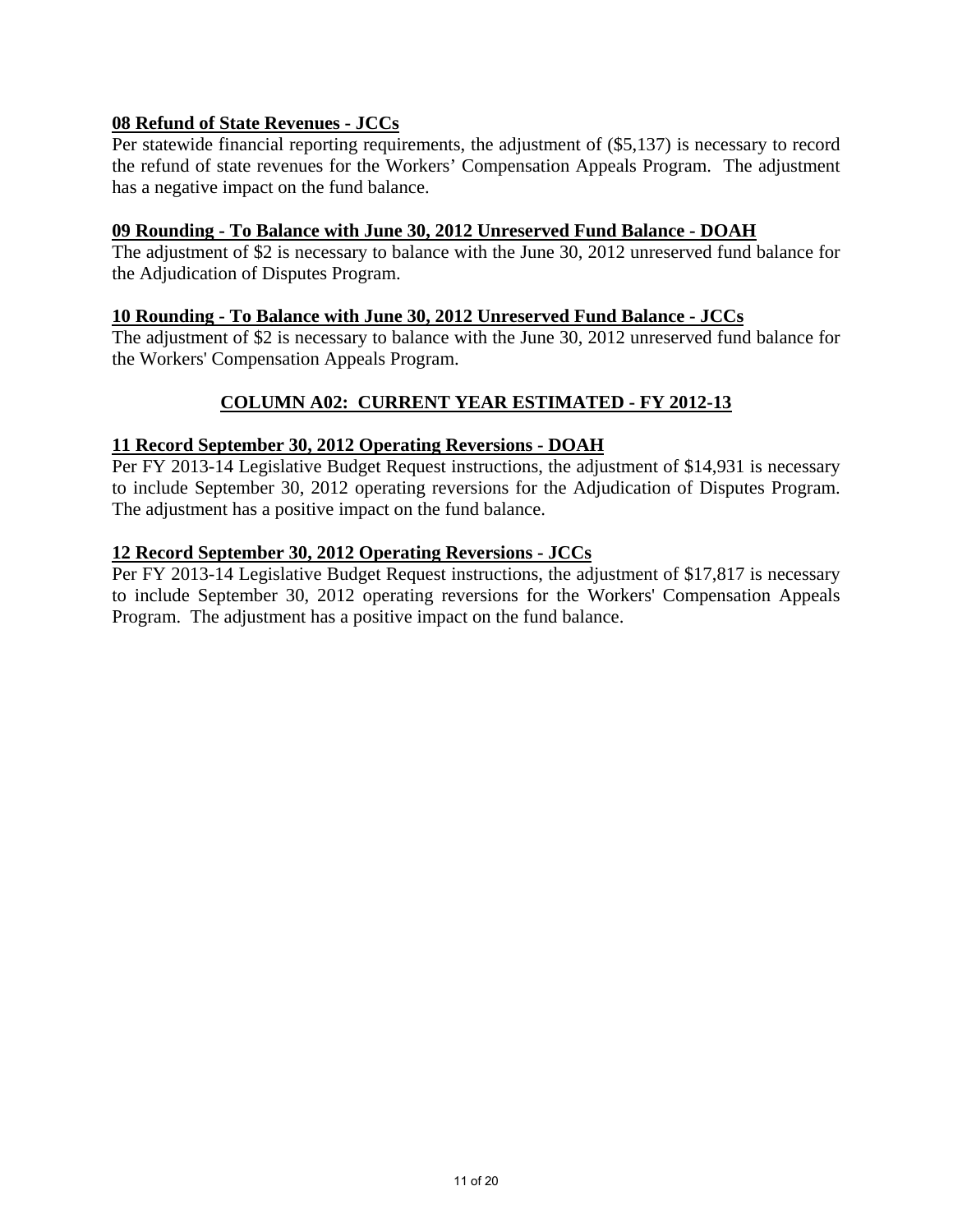**08 Refund of State Revenues - JCCs**

Per statewide financial reporting requirements, the adjustment of ($5,137) is necessary to record the refund of state revenues for the Workers' Compensation Appeals Program. The adjustment has a negative impact on the fund balance.

**09 Rounding - To Balance with June 30, 2012 Unreserved Fund Balance - DOAH**

The adjustment of $2 is necessary to balance with the June 30, 2012 unreserved fund balance for the Adjudication of Disputes Program.

**10 Rounding - To Balance with June 30, 2012 Unreserved Fund Balance - JCCs**

The adjustment of $2 is necessary to balance with the June 30, 2012 unreserved fund balance for the Workers' Compensation Appeals Program.

## COLUMN A02: CURRENT YEAR ESTIMATED - FY 2012-13

**11 Record September 30, 2012 Operating Reversions - DOAH**

Per FY 2013-14 Legislative Budget Request instructions, the adjustment of $14,931 is necessary to include September 30, 2012 operating reversions for the Adjudication of Disputes Program. The adjustment has a positive impact on the fund balance.

**12 Record September 30, 2012 Operating Reversions - JCCs**

Per FY 2013-14 Legislative Budget Request instructions, the adjustment of $17,817 is necessary to include September 30, 2012 operating reversions for the Workers' Compensation Appeals Program. The adjustment has a positive impact on the fund balance.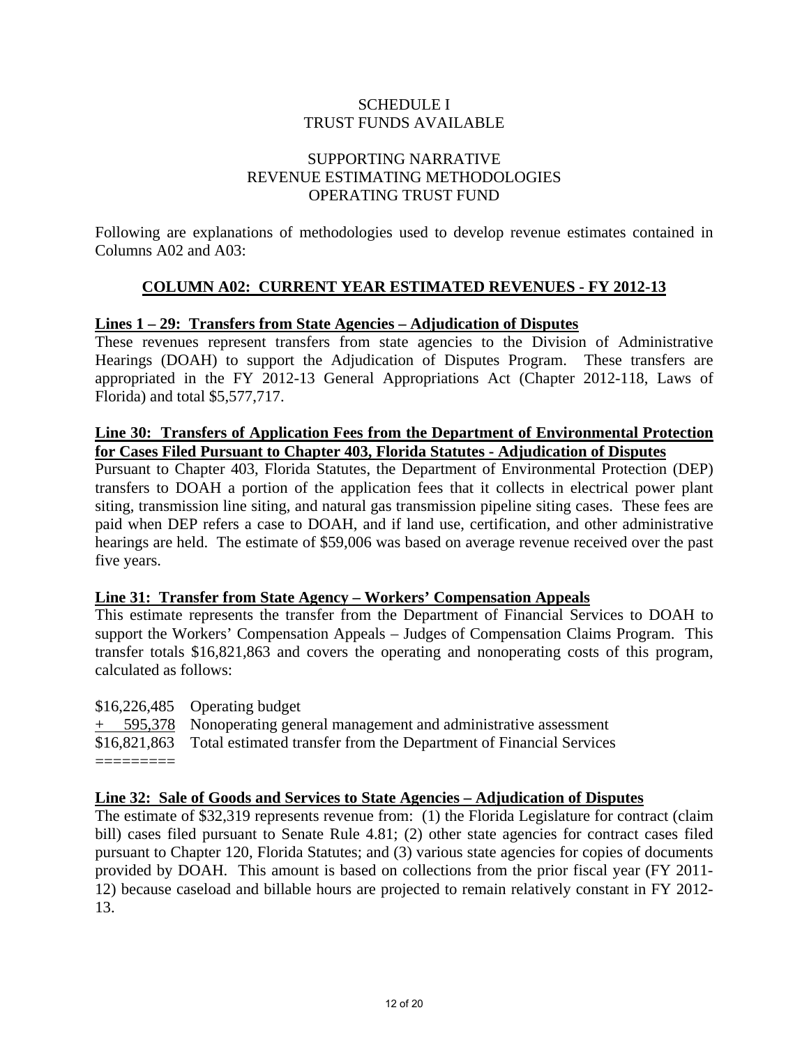# SCHEDULE I
# TRUST FUNDS AVAILABLE

## SUPPORTING NARRATIVE
## REVENUE ESTIMATING METHODOLOGIES
## OPERATING TRUST FUND

Following are explanations of methodologies used to develop revenue estimates contained in Columns A02 and A03:

## COLUMN A02: CURRENT YEAR ESTIMATED REVENUES - FY 2012-13

### Lines 1 – 29: Transfers from State Agencies – Adjudication of Disputes

These revenues represent transfers from state agencies to the Division of Administrative Hearings (DOAH) to support the Adjudication of Disputes Program. These transfers are appropriated in the FY 2012-13 General Appropriations Act (Chapter 2012-118, Laws of Florida) and total $5,577,717.

### Line 30: Transfers of Application Fees from the Department of Environmental Protection for Cases Filed Pursuant to Chapter 403, Florida Statutes - Adjudication of Disputes

Pursuant to Chapter 403, Florida Statutes, the Department of Environmental Protection (DEP) transfers to DOAH a portion of the application fees that it collects in electrical power plant siting, transmission line siting, and natural gas transmission pipeline siting cases. These fees are paid when DEP refers a case to DOAH, and if land use, certification, and other administrative hearings are held. The estimate of $59,006 was based on average revenue received over the past five years.

### Line 31: Transfer from State Agency – Workers' Compensation Appeals

This estimate represents the transfer from the Department of Financial Services to DOAH to support the Workers' Compensation Appeals – Judges of Compensation Claims Program. This transfer totals $16,821,863 and covers the operating and nonoperating costs of this program, calculated as follows:

| Amount | Description |
|---|---|
| $16,226,485 | Operating budget |
| + 595,378 | Nonoperating general management and administrative assessment |
| $16,821,863 | Total estimated transfer from the Department of Financial Services |

### Line 32: Sale of Goods and Services to State Agencies – Adjudication of Disputes

The estimate of $32,319 represents revenue from: (1) the Florida Legislature for contract (claim bill) cases filed pursuant to Senate Rule 4.81; (2) other state agencies for contract cases filed pursuant to Chapter 120, Florida Statutes; and (3) various state agencies for copies of documents provided by DOAH. This amount is based on collections from the prior fiscal year (FY 2011-12) because caseload and billable hours are projected to remain relatively constant in FY 2012-13.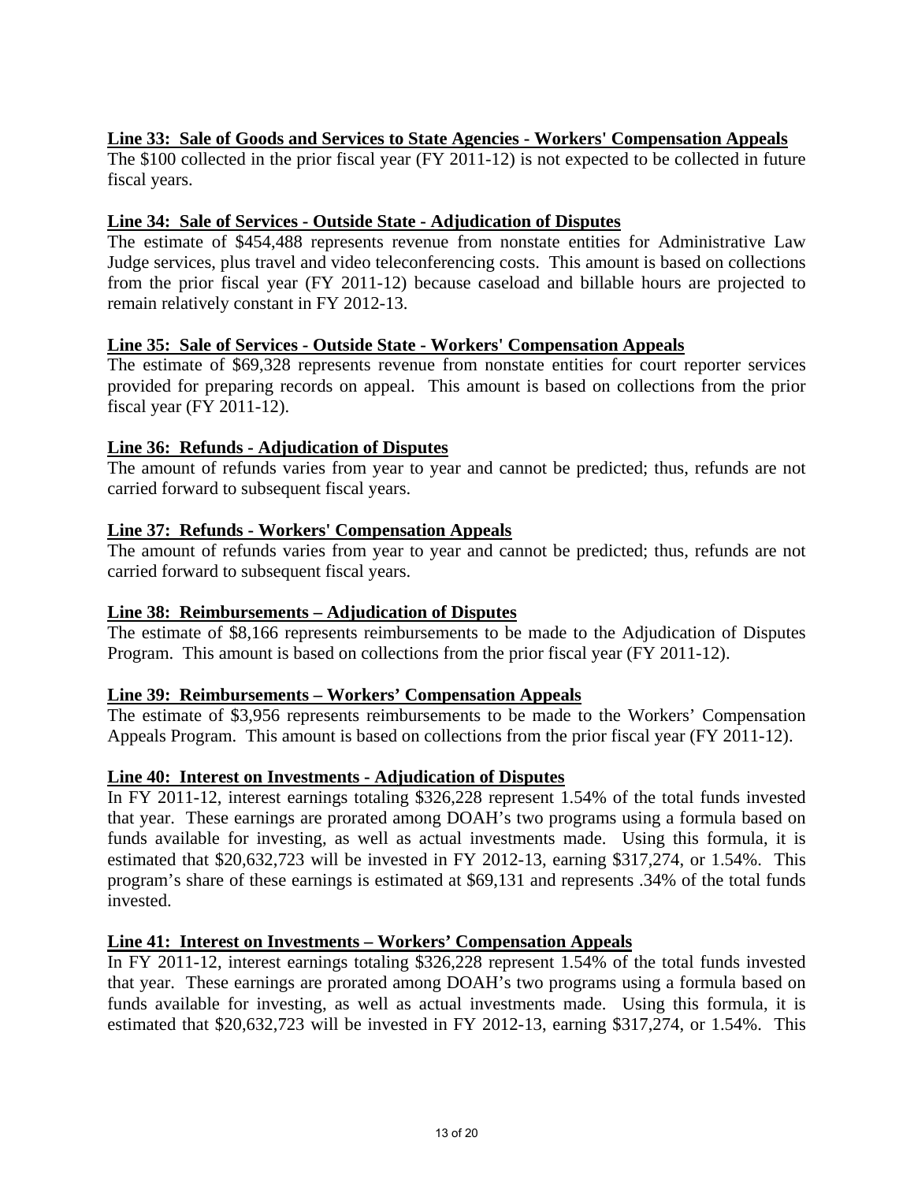**Line 33: Sale of Goods and Services to State Agencies - Workers' Compensation Appeals**

The $100 collected in the prior fiscal year (FY 2011-12) is not expected to be collected in future fiscal years.

**Line 34: Sale of Services - Outside State - Adjudication of Disputes**

The estimate of $454,488 represents revenue from nonstate entities for Administrative Law Judge services, plus travel and video teleconferencing costs. This amount is based on collections from the prior fiscal year (FY 2011-12) because caseload and billable hours are projected to remain relatively constant in FY 2012-13.

**Line 35: Sale of Services - Outside State - Workers' Compensation Appeals**

The estimate of $69,328 represents revenue from nonstate entities for court reporter services provided for preparing records on appeal. This amount is based on collections from the prior fiscal year (FY 2011-12).

**Line 36: Refunds - Adjudication of Disputes**

The amount of refunds varies from year to year and cannot be predicted; thus, refunds are not carried forward to subsequent fiscal years.

**Line 37: Refunds - Workers' Compensation Appeals**

The amount of refunds varies from year to year and cannot be predicted; thus, refunds are not carried forward to subsequent fiscal years.

**Line 38: Reimbursements – Adjudication of Disputes**

The estimate of $8,166 represents reimbursements to be made to the Adjudication of Disputes Program. This amount is based on collections from the prior fiscal year (FY 2011-12).

**Line 39: Reimbursements – Workers' Compensation Appeals**

The estimate of $3,956 represents reimbursements to be made to the Workers' Compensation Appeals Program. This amount is based on collections from the prior fiscal year (FY 2011-12).

**Line 40: Interest on Investments - Adjudication of Disputes**

In FY 2011-12, interest earnings totaling $326,228 represent 1.54% of the total funds invested that year. These earnings are prorated among DOAH's two programs using a formula based on funds available for investing, as well as actual investments made. Using this formula, it is estimated that $20,632,723 will be invested in FY 2012-13, earning $317,274, or 1.54%. This program's share of these earnings is estimated at $69,131 and represents .34% of the total funds invested.

**Line 41: Interest on Investments – Workers' Compensation Appeals**

In FY 2011-12, interest earnings totaling $326,228 represent 1.54% of the total funds invested that year. These earnings are prorated among DOAH's two programs using a formula based on funds available for investing, as well as actual investments made. Using this formula, it is estimated that $20,632,723 will be invested in FY 2012-13, earning $317,274, or 1.54%. This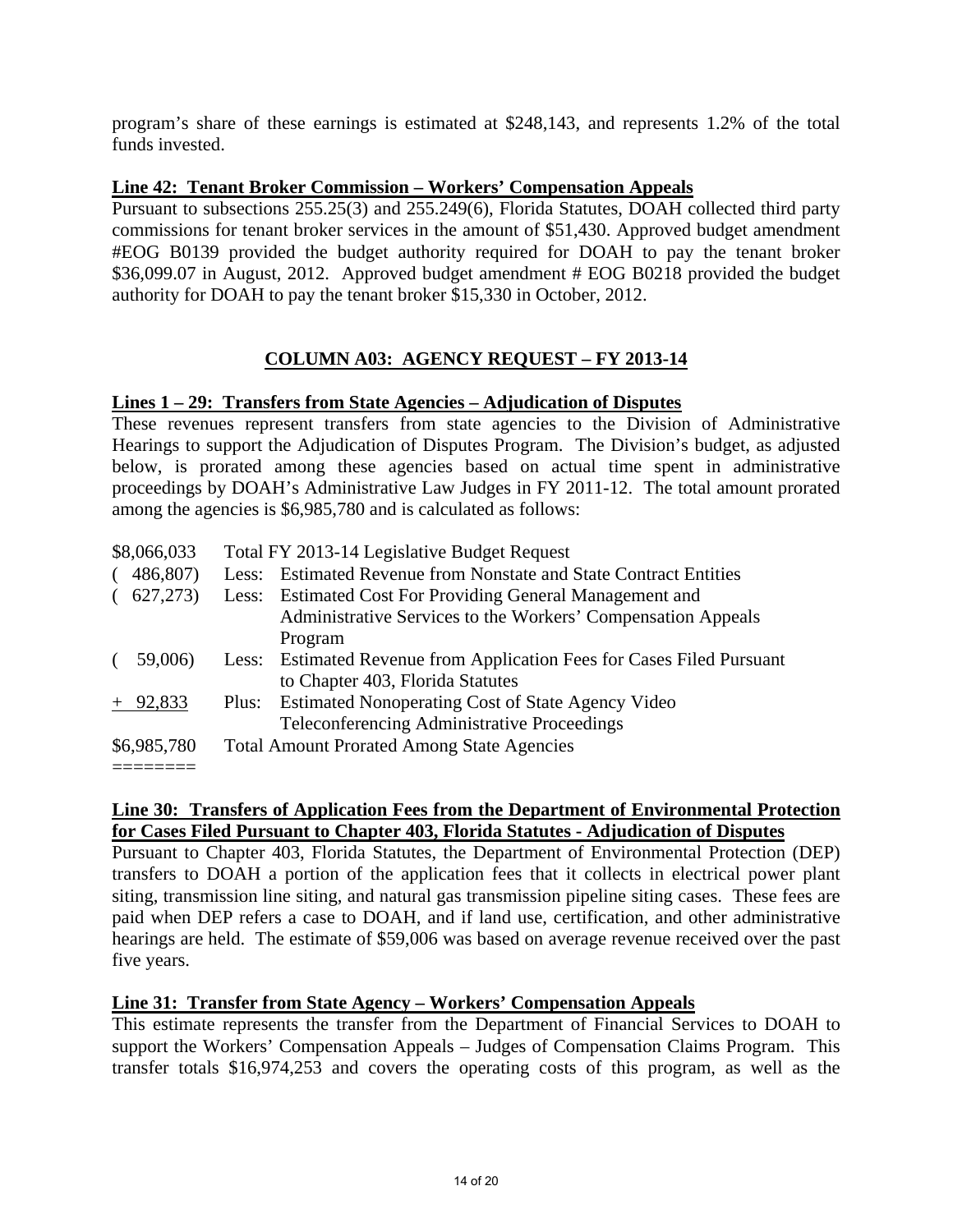program's share of these earnings is estimated at $248,143, and represents 1.2% of the total funds invested.

**Line 42: Tenant Broker Commission – Workers' Compensation Appeals**

Pursuant to subsections 255.25(3) and 255.249(6), Florida Statutes, DOAH collected third party commissions for tenant broker services in the amount of $51,430. Approved budget amendment #EOG B0139 provided the budget authority required for DOAH to pay the tenant broker $36,099.07 in August, 2012. Approved budget amendment # EOG B0218 provided the budget authority for DOAH to pay the tenant broker $15,330 in October, 2012.

## COLUMN A03: AGENCY REQUEST – FY 2013-14

**Lines 1 – 29: Transfers from State Agencies – Adjudication of Disputes**

These revenues represent transfers from state agencies to the Division of Administrative Hearings to support the Adjudication of Disputes Program. The Division's budget, as adjusted below, is prorated among these agencies based on actual time spent in administrative proceedings by DOAH's Administrative Law Judges in FY 2011-12. The total amount prorated among the agencies is $6,985,780 and is calculated as follows:

| Amount | | Description |
|---|---|---|
| $8,066,033 | | Total FY 2013-14 Legislative Budget Request |
| ( 486,807) | Less: | Estimated Revenue from Nonstate and State Contract Entities |
| ( 627,273) | Less: | Estimated Cost For Providing General Management and Administrative Services to the Workers' Compensation Appeals Program |
| ( 59,006) | Less: | Estimated Revenue from Application Fees for Cases Filed Pursuant to Chapter 403, Florida Statutes |
| + 92,833 | Plus: | Estimated Nonoperating Cost of State Agency Video Teleconferencing Administrative Proceedings |
| $6,985,780 | | Total Amount Prorated Among State Agencies |

**Line 30: Transfers of Application Fees from the Department of Environmental Protection for Cases Filed Pursuant to Chapter 403, Florida Statutes - Adjudication of Disputes**

Pursuant to Chapter 403, Florida Statutes, the Department of Environmental Protection (DEP) transfers to DOAH a portion of the application fees that it collects in electrical power plant siting, transmission line siting, and natural gas transmission pipeline siting cases. These fees are paid when DEP refers a case to DOAH, and if land use, certification, and other administrative hearings are held. The estimate of $59,006 was based on average revenue received over the past five years.

**Line 31: Transfer from State Agency – Workers' Compensation Appeals**

This estimate represents the transfer from the Department of Financial Services to DOAH to support the Workers' Compensation Appeals – Judges of Compensation Claims Program. This transfer totals $16,974,253 and covers the operating costs of this program, as well as the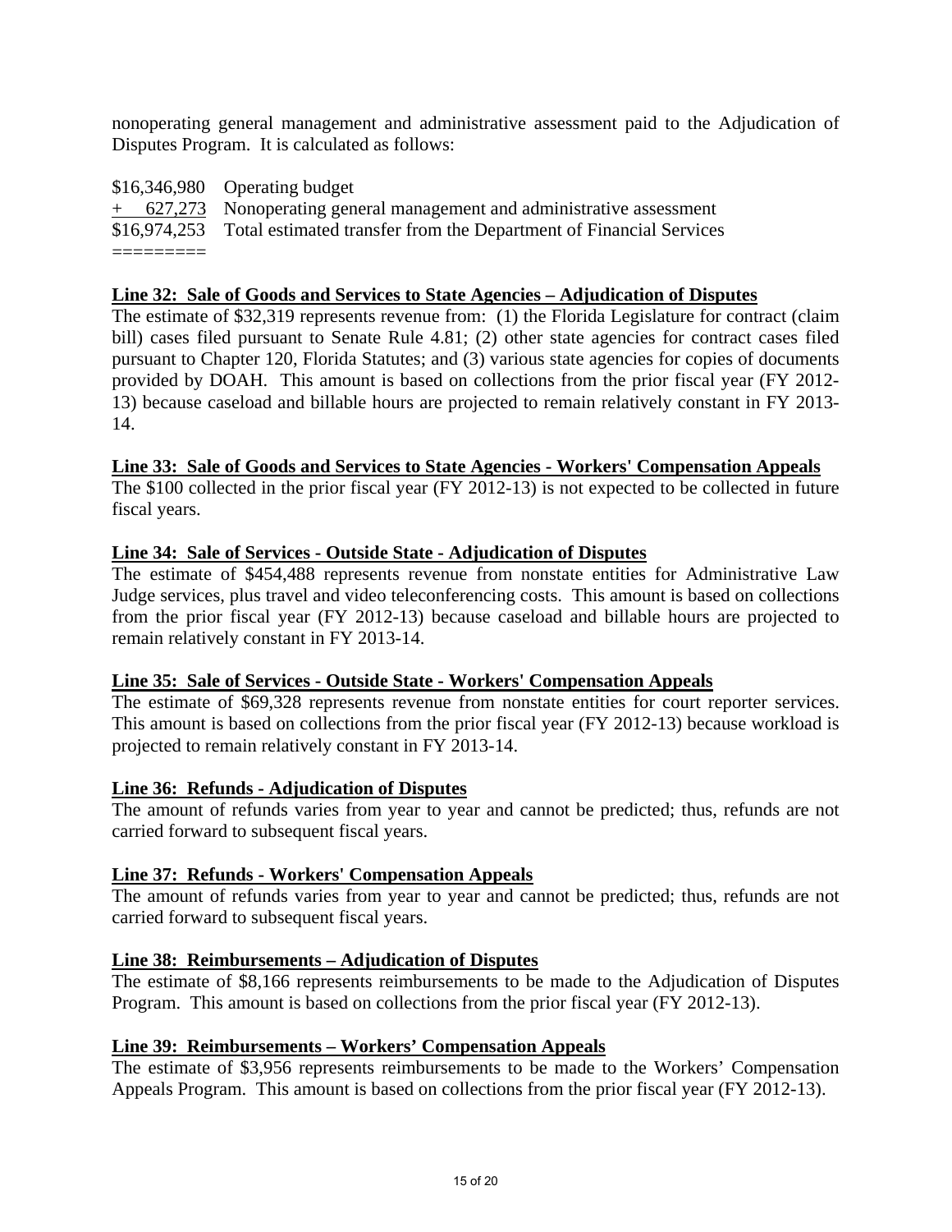nonoperating general management and administrative assessment paid to the Adjudication of Disputes Program. It is calculated as follows:

| | |
|---|---|
| $16,346,980 | Operating budget |
| + 627,273 | Nonoperating general management and administrative assessment |
| $16,974,253 | Total estimated transfer from the Department of Financial Services |
| ========= | |

**Line 32: Sale of Goods and Services to State Agencies – Adjudication of Disputes**

The estimate of $32,319 represents revenue from: (1) the Florida Legislature for contract (claim bill) cases filed pursuant to Senate Rule 4.81; (2) other state agencies for contract cases filed pursuant to Chapter 120, Florida Statutes; and (3) various state agencies for copies of documents provided by DOAH. This amount is based on collections from the prior fiscal year (FY 2012-13) because caseload and billable hours are projected to remain relatively constant in FY 2013-14.

**Line 33: Sale of Goods and Services to State Agencies - Workers' Compensation Appeals**

The $100 collected in the prior fiscal year (FY 2012-13) is not expected to be collected in future fiscal years.

**Line 34: Sale of Services - Outside State - Adjudication of Disputes**

The estimate of $454,488 represents revenue from nonstate entities for Administrative Law Judge services, plus travel and video teleconferencing costs. This amount is based on collections from the prior fiscal year (FY 2012-13) because caseload and billable hours are projected to remain relatively constant in FY 2013-14.

**Line 35: Sale of Services - Outside State - Workers' Compensation Appeals**

The estimate of $69,328 represents revenue from nonstate entities for court reporter services. This amount is based on collections from the prior fiscal year (FY 2012-13) because workload is projected to remain relatively constant in FY 2013-14.

**Line 36: Refunds - Adjudication of Disputes**

The amount of refunds varies from year to year and cannot be predicted; thus, refunds are not carried forward to subsequent fiscal years.

**Line 37: Refunds - Workers' Compensation Appeals**

The amount of refunds varies from year to year and cannot be predicted; thus, refunds are not carried forward to subsequent fiscal years.

**Line 38: Reimbursements – Adjudication of Disputes**

The estimate of $8,166 represents reimbursements to be made to the Adjudication of Disputes Program. This amount is based on collections from the prior fiscal year (FY 2012-13).

**Line 39: Reimbursements – Workers' Compensation Appeals**

The estimate of $3,956 represents reimbursements to be made to the Workers' Compensation Appeals Program. This amount is based on collections from the prior fiscal year (FY 2012-13).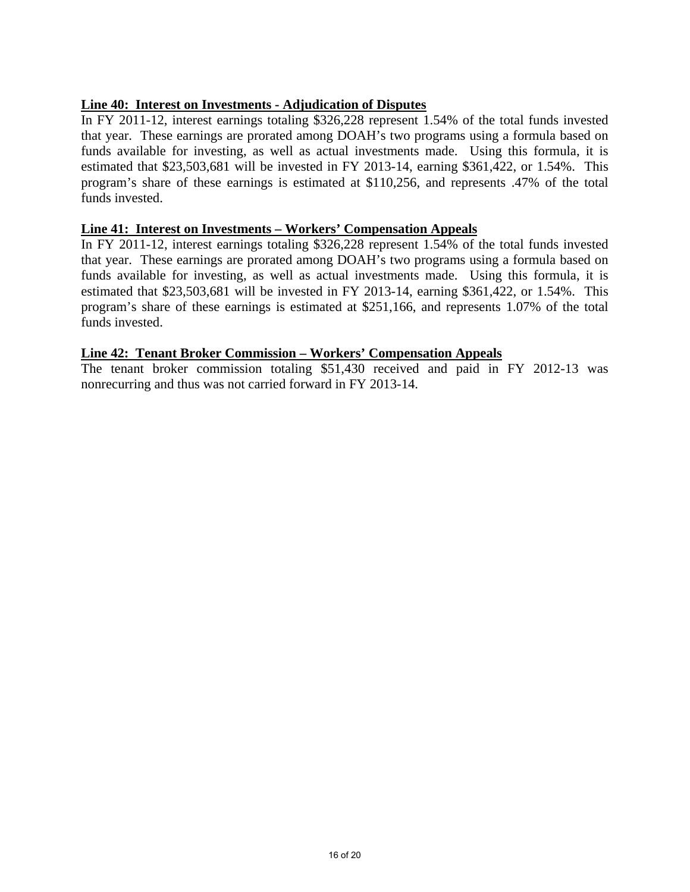**Line 40: Interest on Investments - Adjudication of Disputes**

In FY 2011-12, interest earnings totaling $326,228 represent 1.54% of the total funds invested that year. These earnings are prorated among DOAH's two programs using a formula based on funds available for investing, as well as actual investments made. Using this formula, it is estimated that $23,503,681 will be invested in FY 2013-14, earning $361,422, or 1.54%. This program's share of these earnings is estimated at $110,256, and represents .47% of the total funds invested.

**Line 41: Interest on Investments – Workers' Compensation Appeals**

In FY 2011-12, interest earnings totaling $326,228 represent 1.54% of the total funds invested that year. These earnings are prorated among DOAH's two programs using a formula based on funds available for investing, as well as actual investments made. Using this formula, it is estimated that $23,503,681 will be invested in FY 2013-14, earning $361,422, or 1.54%. This program's share of these earnings is estimated at $251,166, and represents 1.07% of the total funds invested.

**Line 42: Tenant Broker Commission – Workers' Compensation Appeals**

The tenant broker commission totaling $51,430 received and paid in FY 2012-13 was nonrecurring and thus was not carried forward in FY 2013-14.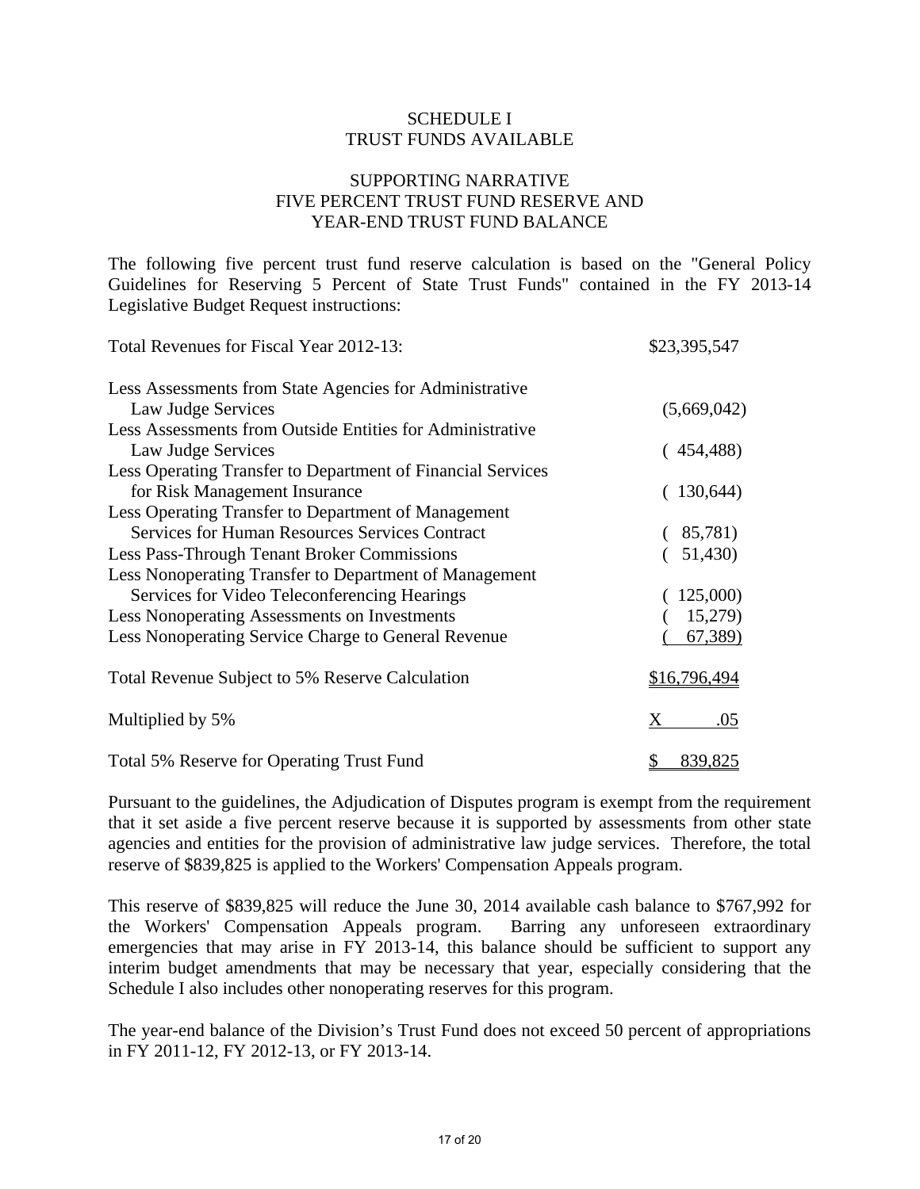# SCHEDULE I
# TRUST FUNDS AVAILABLE

## SUPPORTING NARRATIVE
## FIVE PERCENT TRUST FUND RESERVE AND YEAR-END TRUST FUND BALANCE

The following five percent trust fund reserve calculation is based on the "General Policy Guidelines for Reserving 5 Percent of State Trust Funds" contained in the FY 2013-14 Legislative Budget Request instructions:

| | |
|---|---|
| Total Revenues for Fiscal Year 2012-13: | $23,395,547 |
| Less Assessments from State Agencies for Administrative Law Judge Services | (5,669,042) |
| Less Assessments from Outside Entities for Administrative Law Judge Services | ( 454,488) |
| Less Operating Transfer to Department of Financial Services for Risk Management Insurance | ( 130,644) |
| Less Operating Transfer to Department of Management Services for Human Resources Services Contract | ( 85,781) |
| Less Pass-Through Tenant Broker Commissions | ( 51,430) |
| Less Nonoperating Transfer to Department of Management Services for Video Teleconferencing Hearings | ( 125,000) |
| Less Nonoperating Assessments on Investments | ( 15,279) |
| Less Nonoperating Service Charge to General Revenue | ( 67,389) |
| Total Revenue Subject to 5% Reserve Calculation | $16,796,494 |
| Multiplied by 5% | X .05 |
| Total 5% Reserve for Operating Trust Fund | $ 839,825 |

Pursuant to the guidelines, the Adjudication of Disputes program is exempt from the requirement that it set aside a five percent reserve because it is supported by assessments from other state agencies and entities for the provision of administrative law judge services. Therefore, the total reserve of $839,825 is applied to the Workers' Compensation Appeals program.

This reserve of $839,825 will reduce the June 30, 2014 available cash balance to $767,992 for the Workers' Compensation Appeals program. Barring any unforeseen extraordinary emergencies that may arise in FY 2013-14, this balance should be sufficient to support any interim budget amendments that may be necessary that year, especially considering that the Schedule I also includes other nonoperating reserves for this program.

The year-end balance of the Division's Trust Fund does not exceed 50 percent of appropriations in FY 2011-12, FY 2012-13, or FY 2013-14.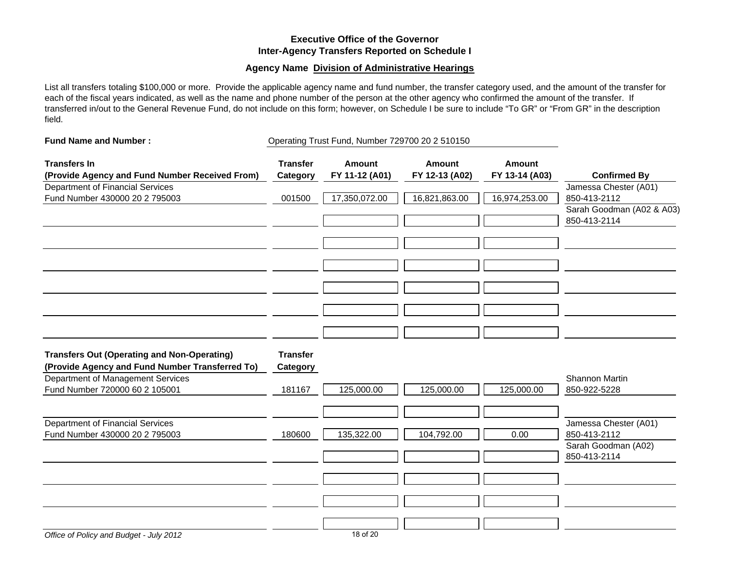## Executive Office of the Governor
## Inter-Agency Transfers Reported on Schedule I

### Agency Name **Division of Administrative Hearings**

List all transfers totaling $100,000 or more. Provide the applicable agency name and fund number, the transfer category used, and the amount of the transfer for each of the fiscal years indicated, as well as the name and phone number of the person at the other agency who confirmed the amount of the transfer. If transferred in/out to the General Revenue Fund, do not include on this form; however, on Schedule I be sure to include "To GR" or "From GR" in the description field.

**Fund Name and Number :** Operating Trust Fund, Number 729700 20 2 510150

| Transfers In (Provide Agency and Fund Number Received From) | Transfer Category | Amount FY 11-12 (A01) | Amount FY 12-13 (A02) | Amount FY 13-14 (A03) | Confirmed By |
|---|---|---|---|---|---|
| Department of Financial Services Fund Number 430000 20 2 795003 | 001500 | 17,350,072.00 | 16,821,863.00 | 16,974,253.00 | Jamessa Chester (A01) 850-413-2112; Sarah Goodman (A02 & A03) 850-413-2114 |

| Transfers Out (Operating and Non-Operating) (Provide Agency and Fund Number Transferred To) | Transfer Category | Amount FY 11-12 (A01) | Amount FY 12-13 (A02) | Amount FY 13-14 (A03) | Confirmed By |
|---|---|---|---|---|---|
| Department of Management Services Fund Number 720000 60 2 105001 | 181167 | 125,000.00 | 125,000.00 | 125,000.00 | Shannon Martin 850-922-5228 |
| Department of Financial Services Fund Number 430000 20 2 795003 | 180600 | 135,322.00 | 104,792.00 | 0.00 | Jamessa Chester (A01) 850-413-2112; Sarah Goodman (A02) 850-413-2114 |

*Office of Policy and Budget - July 2012*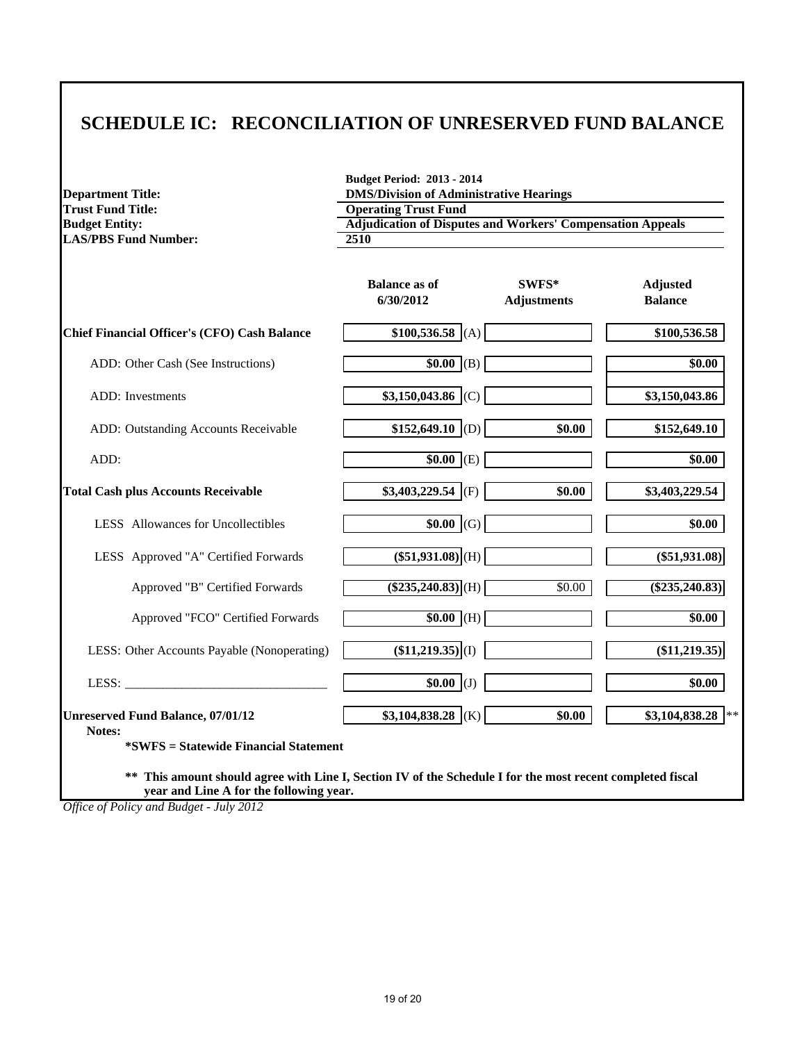# SCHEDULE IC: RECONCILIATION OF UNRESERVED FUND BALANCE

**Budget Period: 2013 - 2014**

| | |
|---|---|
| **Department Title:** | **DMS/Division of Administrative Hearings** |
| **Trust Fund Title:** | **Operating Trust Fund** |
| **Budget Entity:** | **Adjudication of Disputes and Workers' Compensation Appeals** |
| **LAS/PBS Fund Number:** | **2510** |

| | Balance as of 6/30/2012 | | SWFS* Adjustments | Adjusted Balance |
|---|---|---|---|---|
| **Chief Financial Officer's (CFO) Cash Balance** | $100,536.58 | (A) | | $100,536.58 |
| ADD: Other Cash (See Instructions) | $0.00 | (B) | | $0.00 |
| ADD: Investments | $3,150,043.86 | (C) | | $3,150,043.86 |
| ADD: Outstanding Accounts Receivable | $152,649.10 | (D) | $0.00 | $152,649.10 |
| ADD: | $0.00 | (E) | | $0.00 |
| **Total Cash plus Accounts Receivable** | $3,403,229.54 | (F) | $0.00 | $3,403,229.54 |
| LESS Allowances for Uncollectibles | $0.00 | (G) | | $0.00 |
| LESS Approved "A" Certified Forwards | ($51,931.08) | (H) | | ($51,931.08) |
| Approved "B" Certified Forwards | ($235,240.83) | (H) | $0.00 | ($235,240.83) |
| Approved "FCO" Certified Forwards | $0.00 | (H) | | $0.00 |
| LESS: Other Accounts Payable (Nonoperating) | ($11,219.35) | (I) | | ($11,219.35) |
| LESS: _______________________________ | $0.00 | (J) | | $0.00 |
| **Unreserved Fund Balance, 07/01/12** | $3,104,838.28 | (K) | $0.00 | $3,104,838.28 ** |

**Notes:**

**\*SWFS = Statewide Financial Statement**

**\*\* This amount should agree with Line I, Section IV of the Schedule I for the most recent completed fiscal year and Line A for the following year.**

*Office of Policy and Budget - July 2012*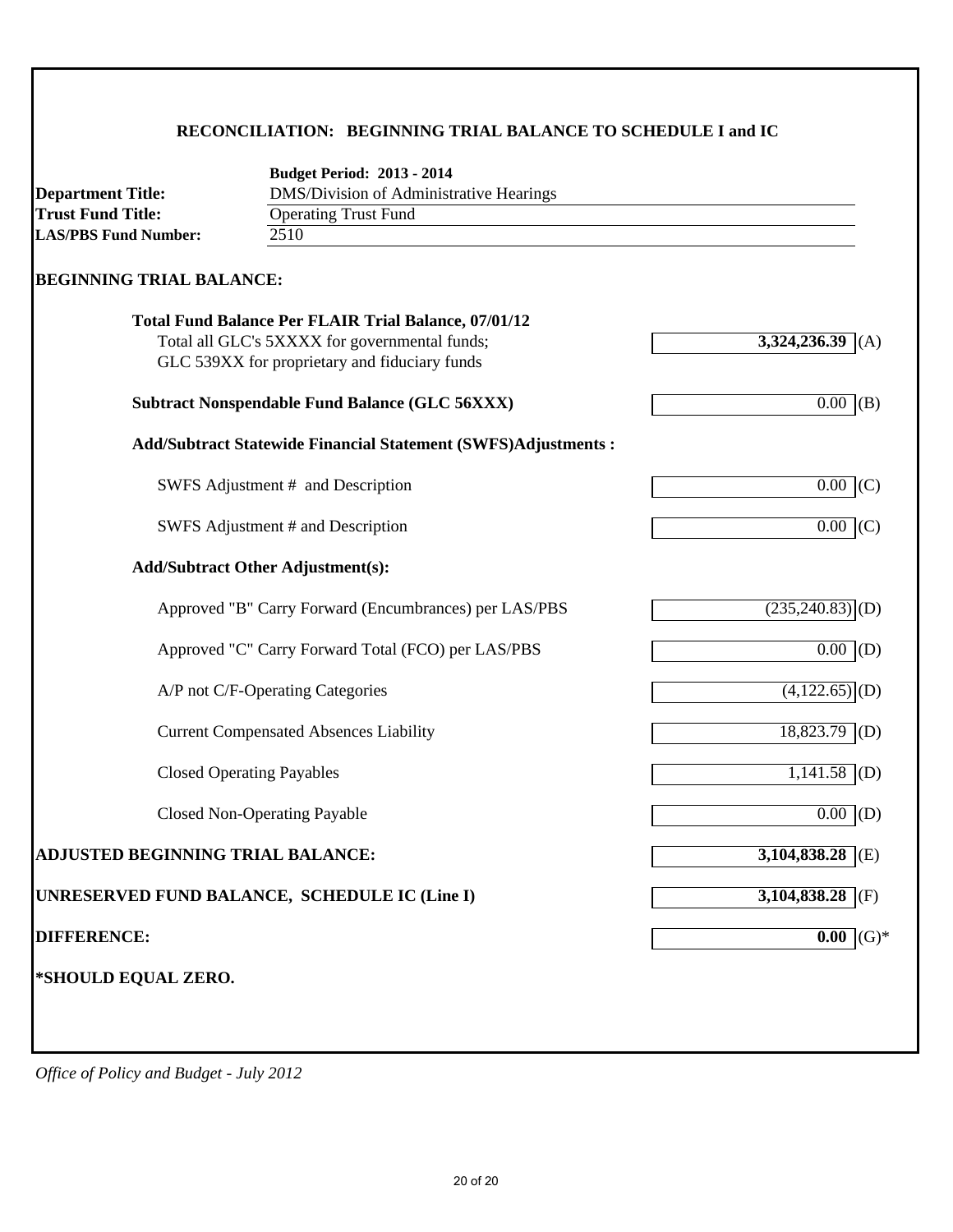## RECONCILIATION: BEGINNING TRIAL BALANCE TO SCHEDULE I and IC

**Budget Period: 2013 - 2014**

**Department Title:** DMS/Division of Administrative Hearings
**Trust Fund Title:** Operating Trust Fund
**LAS/PBS Fund Number:** 2510

### BEGINNING TRIAL BALANCE:

| | | |
|---|---|---|
| **Total Fund Balance Per FLAIR Trial Balance, 07/01/12**<br>Total all GLC's 5XXXX for governmental funds;<br>GLC 539XX for proprietary and fiduciary funds | **3,324,236.39** | (A) |
| **Subtract Nonspendable Fund Balance (GLC 56XXX)** | 0.00 | (B) |
| **Add/Subtract Statewide Financial Statement (SWFS)Adjustments :** | | |
| SWFS Adjustment # and Description | 0.00 | (C) |
| SWFS Adjustment # and Description | 0.00 | (C) |
| **Add/Subtract Other Adjustment(s):** | | |
| Approved "B" Carry Forward (Encumbrances) per LAS/PBS | (235,240.83) | (D) |
| Approved "C" Carry Forward Total (FCO) per LAS/PBS | 0.00 | (D) |
| A/P not C/F-Operating Categories | (4,122.65) | (D) |
| Current Compensated Absences Liability | 18,823.79 | (D) |
| Closed Operating Payables | 1,141.58 | (D) |
| Closed Non-Operating Payable | 0.00 | (D) |
| **ADJUSTED BEGINNING TRIAL BALANCE:** | **3,104,838.28** | (E) |
| **UNRESERVED FUND BALANCE, SCHEDULE IC (Line I)** | **3,104,838.28** | (F) |
| **DIFFERENCE:** | **0.00** | (G)* |

**\*SHOULD EQUAL ZERO.**

*Office of Policy and Budget - July 2012*